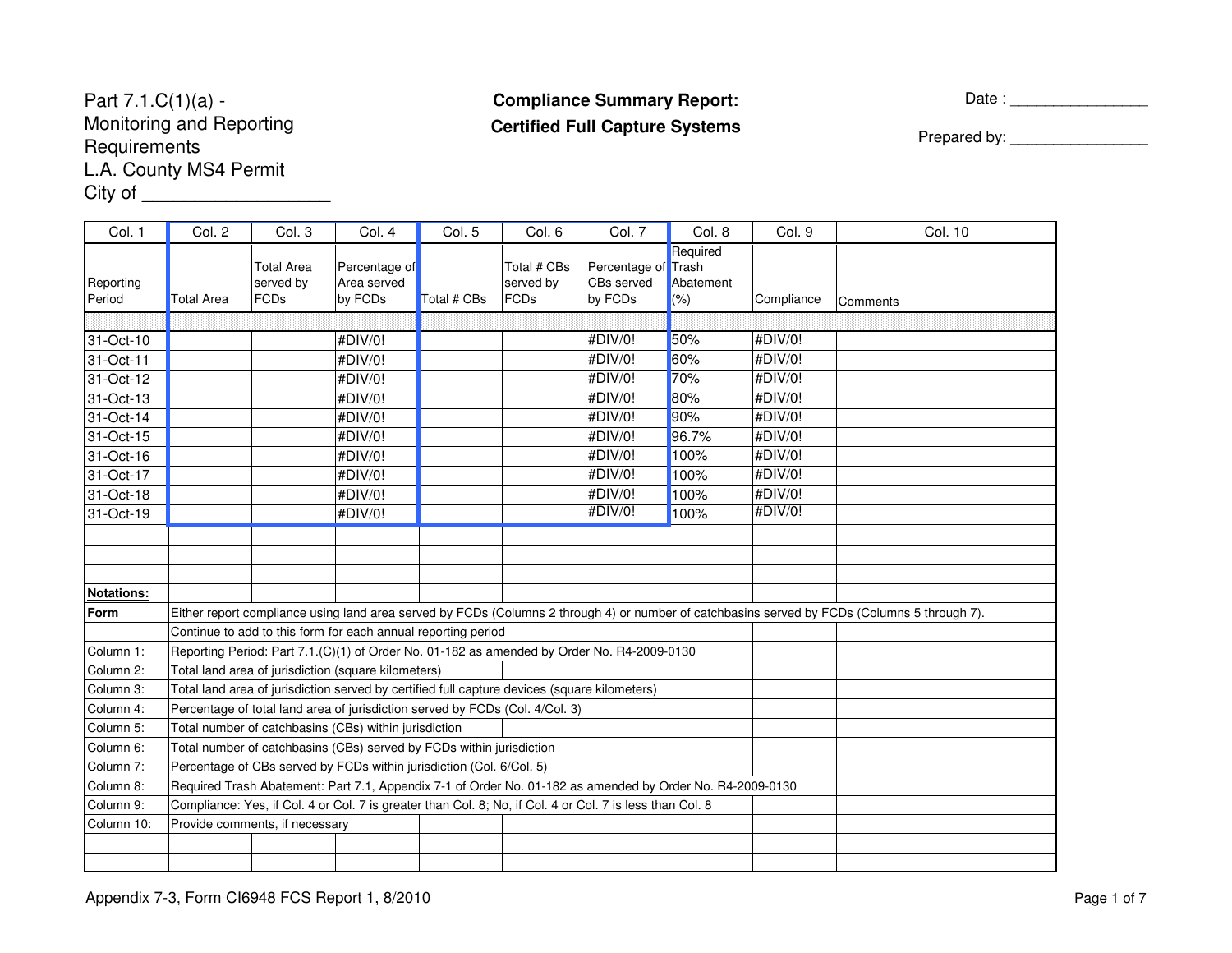Part 7.1.C(1)(a) -
Monitoring and Reporting Requirements
L.A. County MS4 Permit
City of ___________________

**Compliance Summary Report:**
**Certified Full Capture Systems**

Date : ________________

Prepared by: ________________

| Col. 1 | Col. 2 | Col. 3 | Col. 4 | Col. 5 | Col. 6 | Col. 7 | Col. 8 | Col. 9 | Col. 10 |
|---|---|---|---|---|---|---|---|---|---|
| Reporting Period | Total Area | Total Area served by FCDs | Percentage of Area served by FCDs | Total # CBs | Total # CBs served by FCDs | Percentage of CBs served by FCDs | Required Trash Abatement (%) | Compliance | Comments |
| 31-Oct-10 | | | #DIV/0! | | | #DIV/0! | 50% | #DIV/0! | |
| 31-Oct-11 | | | #DIV/0! | | | #DIV/0! | 60% | #DIV/0! | |
| 31-Oct-12 | | | #DIV/0! | | | #DIV/0! | 70% | #DIV/0! | |
| 31-Oct-13 | | | #DIV/0! | | | #DIV/0! | 80% | #DIV/0! | |
| 31-Oct-14 | | | #DIV/0! | | | #DIV/0! | 90% | #DIV/0! | |
| 31-Oct-15 | | | #DIV/0! | | | #DIV/0! | 96.7% | #DIV/0! | |
| 31-Oct-16 | | | #DIV/0! | | | #DIV/0! | 100% | #DIV/0! | |
| 31-Oct-17 | | | #DIV/0! | | | #DIV/0! | 100% | #DIV/0! | |
| 31-Oct-18 | | | #DIV/0! | | | #DIV/0! | 100% | #DIV/0! | |
| 31-Oct-19 | | | #DIV/0! | | | #DIV/0! | 100% | #DIV/0! | |

**Notations:**

| | |
|---|---|
| **Form** | Either report compliance using land area served by FCDs (Columns 2 through 4) or number of catchbasins served by FCDs (Columns 5 through 7). |
| | Continue to add to this form for each annual reporting period |
| Column 1: | Reporting Period: Part 7.1.(C)(1) of Order No. 01-182 as amended by Order No. R4-2009-0130 |
| Column 2: | Total land area of jurisdiction (square kilometers) |
| Column 3: | Total land area of jurisdiction served by certified full capture devices (square kilometers) |
| Column 4: | Percentage of total land area of jurisdiction served by FCDs (Col. 4/Col. 3) |
| Column 5: | Total number of catchbasins (CBs) within jurisdiction |
| Column 6: | Total number of catchbasins (CBs) served by FCDs within jurisdiction |
| Column 7: | Percentage of CBs served by FCDs within jurisdiction (Col. 6/Col. 5) |
| Column 8: | Required Trash Abatement: Part 7.1, Appendix 7-1 of Order No. 01-182 as amended by Order No. R4-2009-0130 |
| Column 9: | Compliance: Yes, if Col. 4 or Col. 7 is greater than Col. 8; No, if Col. 4 or Col. 7 is less than Col. 8 |
| Column 10: | Provide comments, if necessary |

Appendix 7-3, Form CI6948 FCS Report 1, 8/2010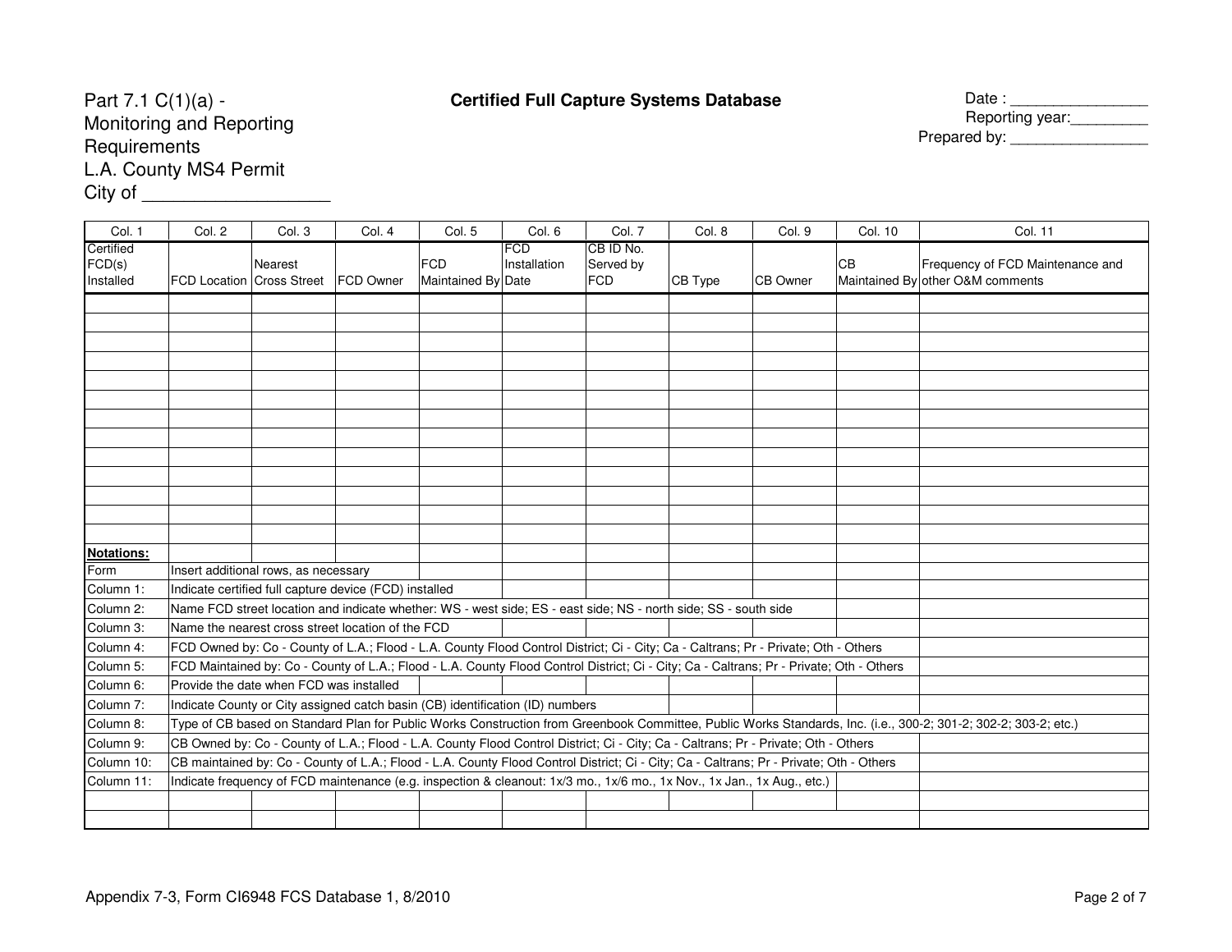Part 7.1 C(1)(a) -
Monitoring and Reporting Requirements
L.A. County MS4 Permit
City of __________________

## Certified Full Capture Systems Database

Date : _______________
Reporting year:_________
Prepared by: _______________

| Col. 1 | Col. 2 | Col. 3 | Col. 4 | Col. 5 | Col. 6 | Col. 7 | Col. 8 | Col. 9 | Col. 10 | Col. 11 |
|---|---|---|---|---|---|---|---|---|---|---|
| Certified FCD(s) Installed | FCD Location | Nearest Cross Street | FCD Owner | FCD Maintained By | FCD Installation Date | CB ID No. Served by FCD | CB Type | CB Owner | CB Maintained By | Frequency of FCD Maintenance and other O&M comments |
| | | | | | | | | | | |
| | | | | | | | | | | |
| | | | | | | | | | | |
| | | | | | | | | | | |
| | | | | | | | | | | |
| | | | | | | | | | | |
| | | | | | | | | | | |
| | | | | | | | | | | |
| | | | | | | | | | | |
| | | | | | | | | | | |
| | | | | | | | | | | |
| | | | | | | | | | | |
| | | | | | | | | | | |

**Notations:**

| | |
|---|---|
| Form | Insert additional rows, as necessary |
| Column 1: | Indicate certified full capture device (FCD) installed |
| Column 2: | Name FCD street location and indicate whether: WS - west side; ES - east side; NS - north side; SS - south side |
| Column 3: | Name the nearest cross street location of the FCD |
| Column 4: | FCD Owned by: Co - County of L.A.; Flood - L.A. County Flood Control District; Ci - City; Ca - Caltrans; Pr - Private; Oth - Others |
| Column 5: | FCD Maintained by: Co - County of L.A.; Flood - L.A. County Flood Control District; Ci - City; Ca - Caltrans; Pr - Private; Oth - Others |
| Column 6: | Provide the date when FCD was installed |
| Column 7: | Indicate County or City assigned catch basin (CB) identification (ID) numbers |
| Column 8: | Type of CB based on Standard Plan for Public Works Construction from Greenbook Committee, Public Works Standards, Inc. (i.e., 300-2; 301-2; 302-2; 303-2; etc.) |
| Column 9: | CB Owned by: Co - County of L.A.; Flood - L.A. County Flood Control District; Ci - City; Ca - Caltrans; Pr - Private; Oth - Others |
| Column 10: | CB maintained by: Co - County of L.A.; Flood - L.A. County Flood Control District; Ci - City; Ca - Caltrans; Pr - Private; Oth - Others |
| Column 11: | Indicate frequency of FCD maintenance (e.g. inspection & cleanout: 1x/3 mo., 1x/6 mo., 1x Nov., 1x Jan., 1x Aug., etc.) |

Appendix 7-3, Form CI6948 FCS Database 1, 8/2010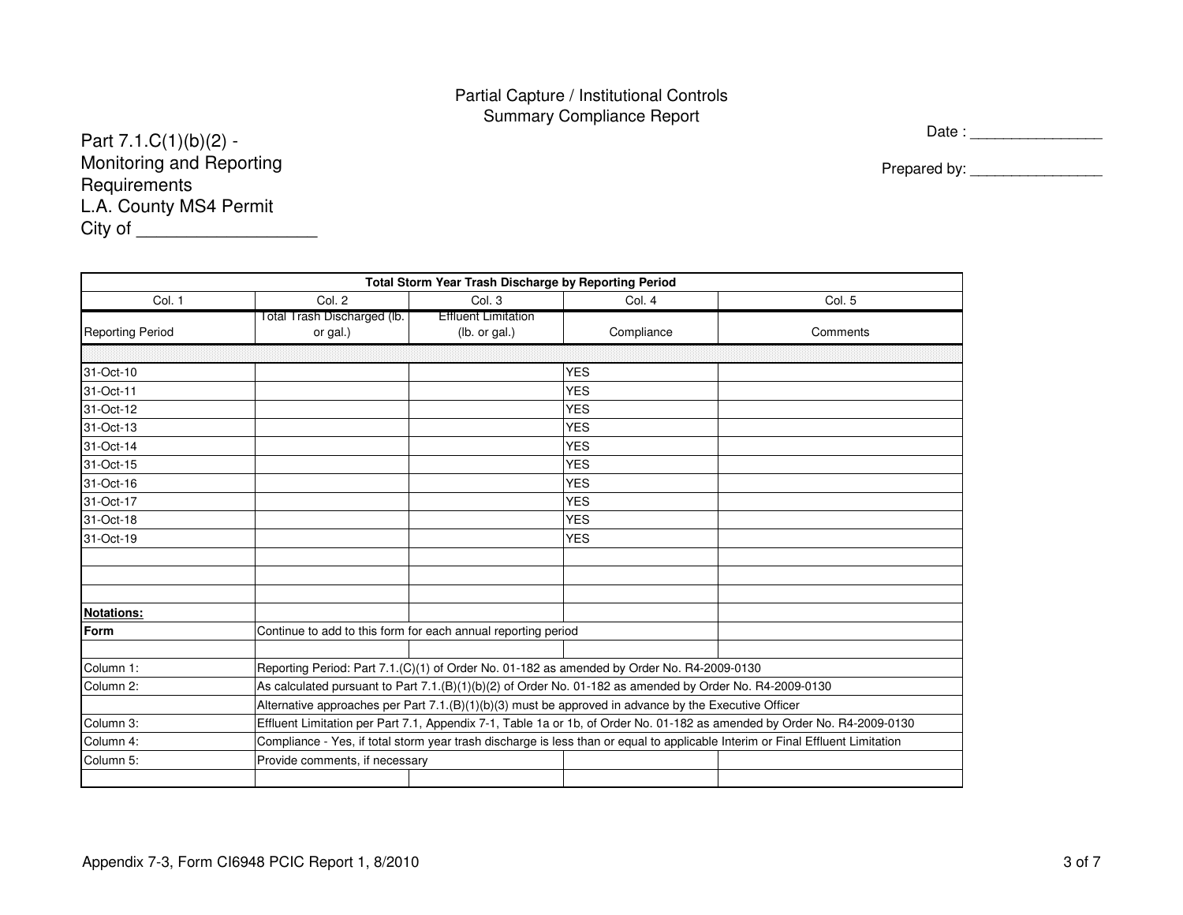# Partial Capture / Institutional Controls
## Summary Compliance Report

Part 7.1.C(1)(b)(2) -
Monitoring and Reporting Requirements
L.A. County MS4 Permit
City of __________________

Date : _______________

Prepared by: _______________

| Total Storm Year Trash Discharge by Reporting Period | | | | |
|---|---|---|---|---|
| Col. 1 | Col. 2 | Col. 3 | Col. 4 | Col. 5 |
| Reporting Period | Total Trash Discharged (lb. or gal.) | Effluent Limitation (lb. or gal.) | Compliance | Comments |
| | | | | |
| 31-Oct-10 | | | YES | |
| 31-Oct-11 | | | YES | |
| 31-Oct-12 | | | YES | |
| 31-Oct-13 | | | YES | |
| 31-Oct-14 | | | YES | |
| 31-Oct-15 | | | YES | |
| 31-Oct-16 | | | YES | |
| 31-Oct-17 | | | YES | |
| 31-Oct-18 | | | YES | |
| 31-Oct-19 | | | YES | |
| | | | | |
| | | | | |
| | | | | |
| **Notations:** | | | | |
| **Form** | Continue to add to this form for each annual reporting period | | | |
| | | | | |
| Column 1: | Reporting Period: Part 7.1.(C)(1) of Order No. 01-182 as amended by Order No. R4-2009-0130 | | | |
| Column 2: | As calculated pursuant to Part 7.1.(B)(1)(b)(2) of Order No. 01-182 as amended by Order No. R4-2009-0130 | | | |
| | Alternative approaches per Part 7.1.(B)(1)(b)(3) must be approved in advance by the Executive Officer | | | |
| Column 3: | Effluent Limitation per Part 7.1, Appendix 7-1, Table 1a or 1b, of Order No. 01-182 as amended by Order No. R4-2009-0130 | | | |
| Column 4: | Compliance - Yes, if total storm year trash discharge is less than or equal to applicable Interim or Final Effluent Limitation | | | |
| Column 5: | Provide comments, if necessary | | | |
| | | | | |

Appendix 7-3, Form CI6948 PCIC Report 1, 8/2010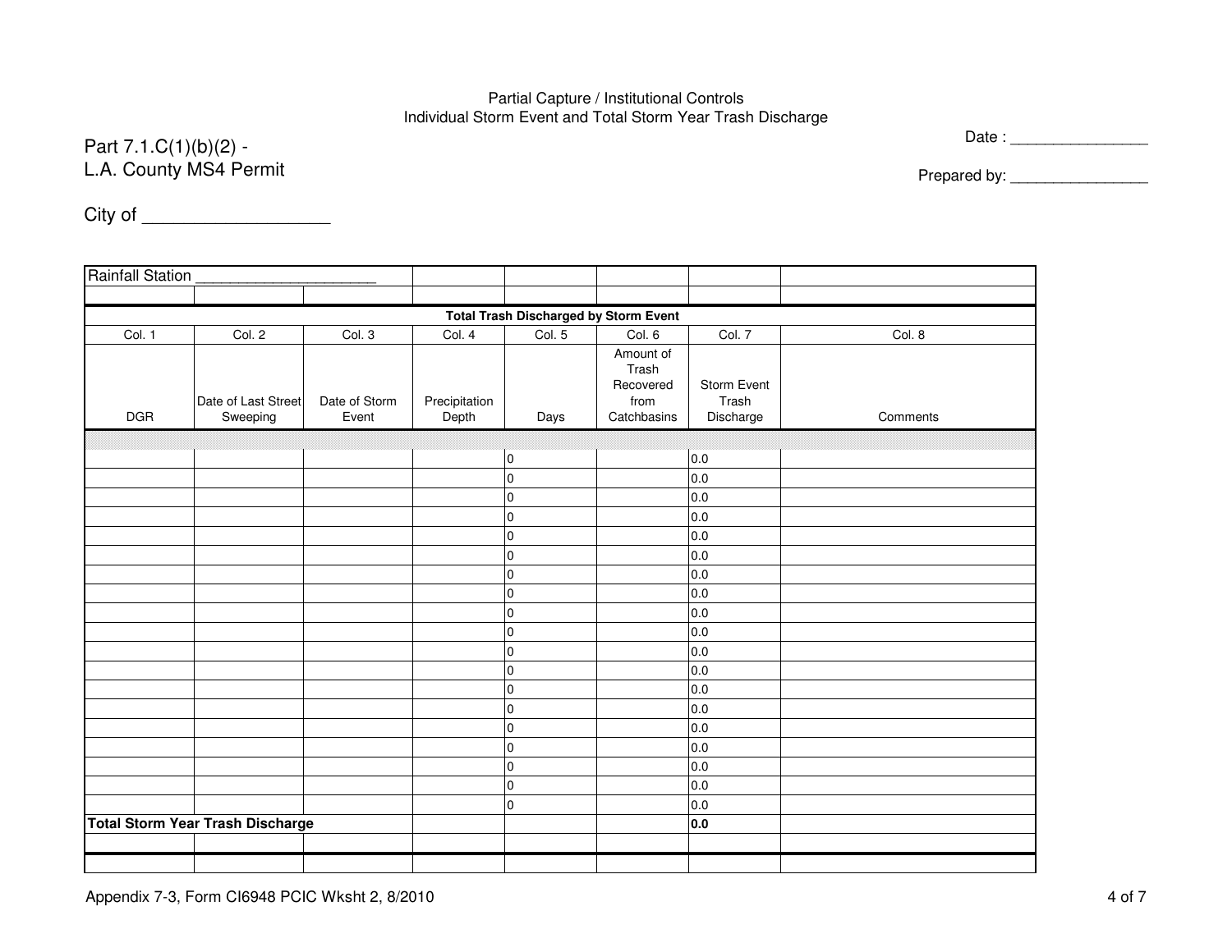Partial Capture / Institutional Controls
Individual Storm Event and Total Storm Year Trash Discharge

Part 7.1.C(1)(b)(2) -
L.A. County MS4 Permit

Date : _______________

Prepared by: _______________

City of __________________

| Rainfall Station ____________________ | | | | | | | |
|---|---|---|---|---|---|---|---|
| | | | | | | | |
| **Total Trash Discharged by Storm Event** | | | | | | | |
| Col. 1 | Col. 2 | Col. 3 | Col. 4 | Col. 5 | Col. 6 | Col. 7 | Col. 8 |
| DGR | Date of Last Street Sweeping | Date of Storm Event | Precipitation Depth | Days | Amount of Trash Recovered from Catchbasins | Storm Event Trash Discharge | Comments |
| | | | | | | | |
| | | | | 0 | | 0.0 | |
| | | | | 0 | | 0.0 | |
| | | | | 0 | | 0.0 | |
| | | | | 0 | | 0.0 | |
| | | | | 0 | | 0.0 | |
| | | | | 0 | | 0.0 | |
| | | | | 0 | | 0.0 | |
| | | | | 0 | | 0.0 | |
| | | | | 0 | | 0.0 | |
| | | | | 0 | | 0.0 | |
| | | | | 0 | | 0.0 | |
| | | | | 0 | | 0.0 | |
| | | | | 0 | | 0.0 | |
| | | | | 0 | | 0.0 | |
| | | | | 0 | | 0.0 | |
| | | | | 0 | | 0.0 | |
| | | | | 0 | | 0.0 | |
| | | | | 0 | | 0.0 | |
| | | | | 0 | | 0.0 | |
| **Total Storm Year Trash Discharge** | | | | | | **0.0** | |
| | | | | | | | |
| | | | | | | | |

Appendix 7-3, Form CI6948 PCIC Wksht 2, 8/2010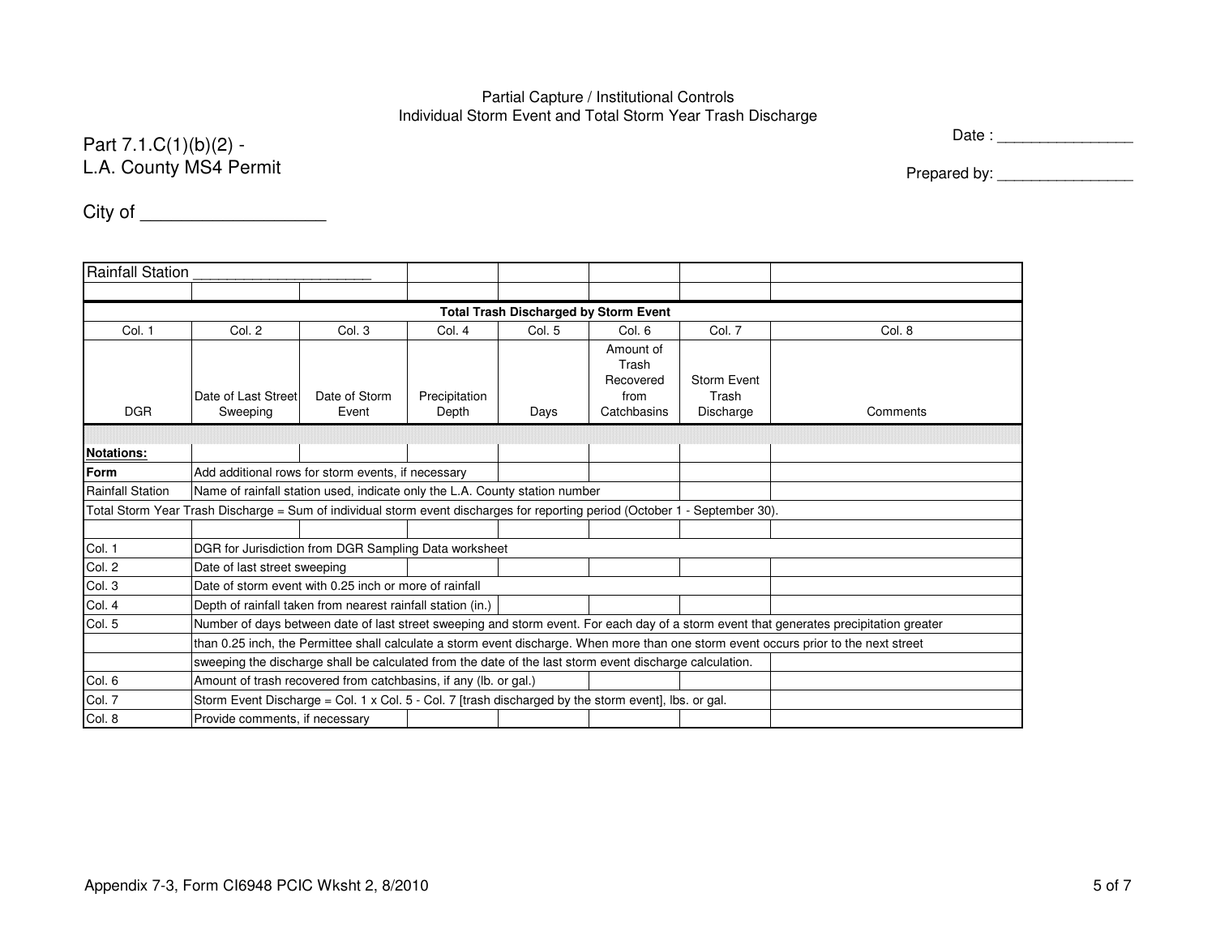Partial Capture / Institutional Controls
Individual Storm Event and Total Storm Year Trash Discharge

Part 7.1.C(1)(b)(2) -
L.A. County MS4 Permit

Date : _______________

Prepared by: _______________

City of __________________

| Rainfall Station ____________________ | | | | | | | |
|---|---|---|---|---|---|---|---|
| | | | | | | | |
| **Total Trash Discharged by Storm Event** | | | | | | | |
| Col. 1 | Col. 2 | Col. 3 | Col. 4 | Col. 5 | Col. 6 | Col. 7 | Col. 8 |
| DGR | Date of Last Street Sweeping | Date of Storm Event | Precipitation Depth | Days | Amount of Trash Recovered from Catchbasins | Storm Event Trash Discharge | Comments |
| | | | | | | | |
| **Notations:** | | | | | | | |
| **Form** | Add additional rows for storm events, if necessary | | | | | | |
| Rainfall Station | Name of rainfall station used, indicate only the L.A. County station number | | | | | | |
| Total Storm Year Trash Discharge = Sum of individual storm event discharges for reporting period (October 1 - September 30). | | | | | | | |
| | | | | | | | |
| Col. 1 | DGR for Jurisdiction from DGR Sampling Data worksheet | | | | | | |
| Col. 2 | Date of last street sweeping | | | | | | |
| Col. 3 | Date of storm event with 0.25 inch or more of rainfall | | | | | | |
| Col. 4 | Depth of rainfall taken from nearest rainfall station (in.) | | | | | | |
| Col. 5 | Number of days between date of last street sweeping and storm event. For each day of a storm event that generates precipitation greater | | | | | | |
| | than 0.25 inch, the Permittee shall calculate a storm event discharge. When more than one storm event occurs prior to the next street | | | | | | |
| | sweeping the discharge shall be calculated from the date of the last storm event discharge calculation. | | | | | | |
| Col. 6 | Amount of trash recovered from catchbasins, if any (lb. or gal.) | | | | | | |
| Col. 7 | Storm Event Discharge = Col. 1 x Col. 5 - Col. 7 [trash discharged by the storm event], lbs. or gal. | | | | | | |
| Col. 8 | Provide comments, if necessary | | | | | | |

Appendix 7-3, Form CI6948 PCIC Wksht 2, 8/2010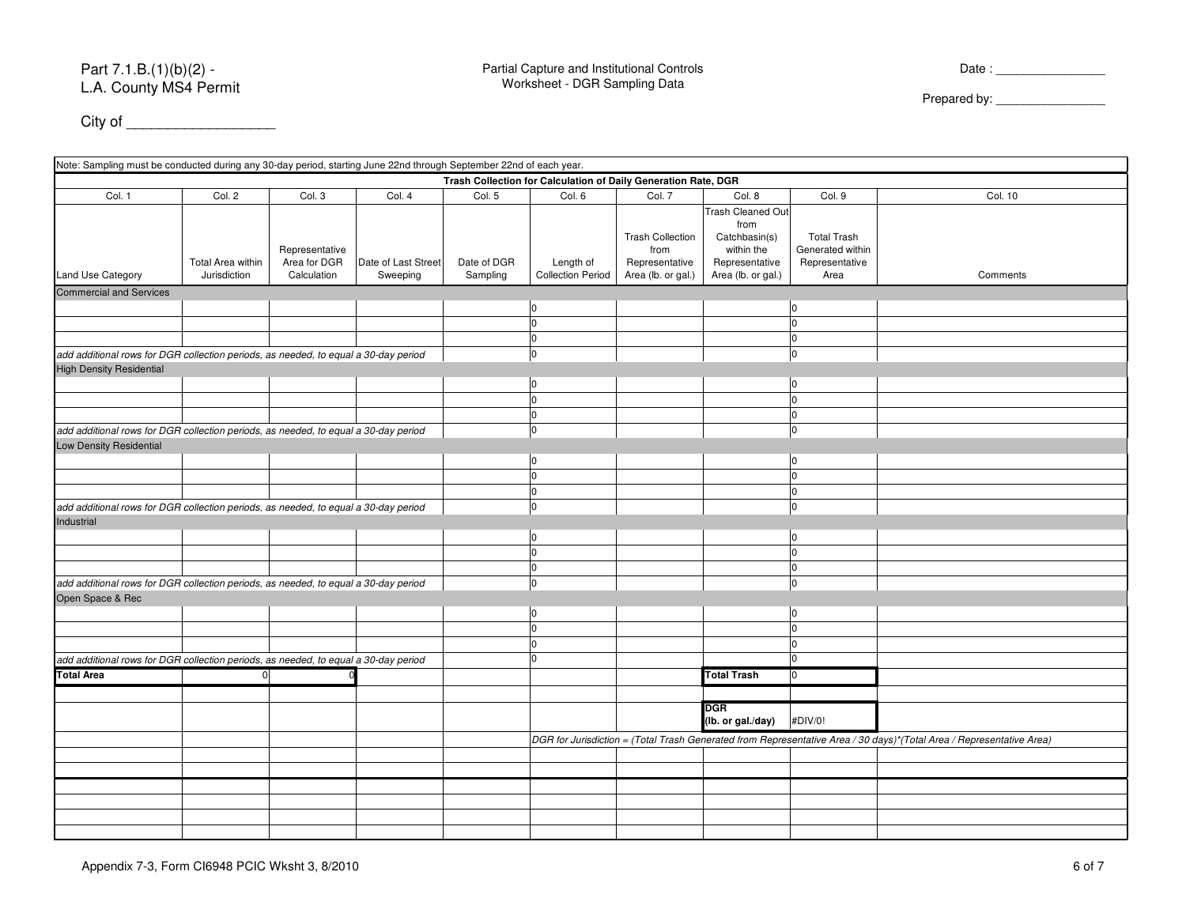Part 7.1.B.(1)(b)(2) -
L.A. County MS4 Permit

City of ___________________

Partial Capture and Institutional Controls
Worksheet - DGR Sampling Data

Date : _______________

Prepared by: _______________

Note: Sampling must be conducted during any 30-day period, starting June 22nd through September 22nd of each year.

**Trash Collection for Calculation of Daily Generation Rate, DGR**

| Col. 1 | Col. 2 | Col. 3 | Col. 4 | Col. 5 | Col. 6 | Col. 7 | Col. 8 | Col. 9 | Col. 10 |
|---|---|---|---|---|---|---|---|---|---|
| Land Use Category | Total Area within Jurisdiction | Representative Area for DGR Calculation | Date of Last Street Sweeping | Date of DGR Sampling | Length of Collection Period | Trash Collection from Representative Area (lb. or gal.) | Trash Cleaned Out from Catchbasin(s) within the Representative Area (lb. or gal.) | Total Trash Generated within Representative Area | Comments |
| Commercial and Services | | | | | | | | | |
| | | | | | 0 | | | 0 | |
| | | | | | 0 | | | 0 | |
| | | | | | 0 | | | 0 | |
| *add additional rows for DGR collection periods, as needed, to equal a 30-day period* | | | | | 0 | | | 0 | |
| High Density Residential | | | | | | | | | |
| | | | | | 0 | | | 0 | |
| | | | | | 0 | | | 0 | |
| | | | | | 0 | | | 0 | |
| *add additional rows for DGR collection periods, as needed, to equal a 30-day period* | | | | | 0 | | | 0 | |
| Low Density Residential | | | | | | | | | |
| | | | | | 0 | | | 0 | |
| | | | | | 0 | | | 0 | |
| | | | | | 0 | | | 0 | |
| *add additional rows for DGR collection periods, as needed, to equal a 30-day period* | | | | | 0 | | | 0 | |
| Industrial | | | | | | | | | |
| | | | | | 0 | | | 0 | |
| | | | | | 0 | | | 0 | |
| | | | | | 0 | | | 0 | |
| *add additional rows for DGR collection periods, as needed, to equal a 30-day period* | | | | | 0 | | | 0 | |
| Open Space & Rec | | | | | | | | | |
| | | | | | 0 | | | 0 | |
| | | | | | 0 | | | 0 | |
| | | | | | 0 | | | 0 | |
| *add additional rows for DGR collection periods, as needed, to equal a 30-day period* | | | | | 0 | | | 0 | |
| **Total Area** | 0 | 0 | | | | | **Total Trash** | 0 | |
| | | | | | | | | | |
| | | | | | | | **DGR (lb. or gal./day)** | #DIV/0! | |
| | | | | | *DGR for Jurisdiction = (Total Trash Generated from Representative Area / 30 days)\*(Total Area / Representative Area)* | | | | |
| | | | | | | | | | |
| | | | | | | | | | |
| | | | | | | | | | |
| | | | | | | | | | |
| | | | | | | | | | |
| | | | | | | | | | |

Appendix 7-3, Form CI6948 PCIC Wksht 3, 8/2010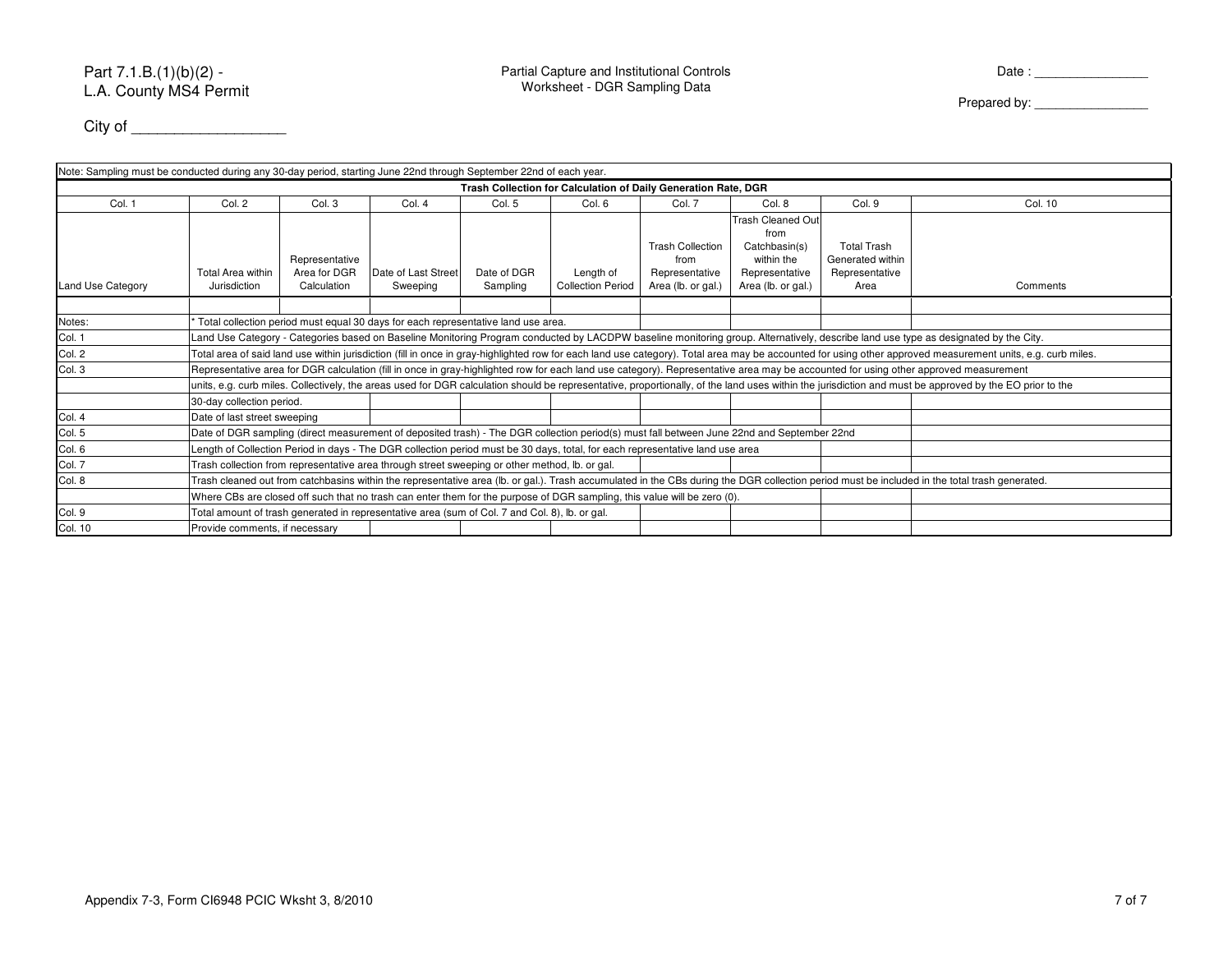Part 7.1.B.(1)(b)(2) -
L.A. County MS4 Permit

Partial Capture and Institutional Controls
Worksheet - DGR Sampling Data

Date : _______________

Prepared by: _______________

City of __________________

Note: Sampling must be conducted during any 30-day period, starting June 22nd through September 22nd of each year.

**Trash Collection for Calculation of Daily Generation Rate, DGR**

| Col. 1 | Col. 2 | Col. 3 | Col. 4 | Col. 5 | Col. 6 | Col. 7 | Col. 8 | Col. 9 | Col. 10 |
|---|---|---|---|---|---|---|---|---|---|
| Land Use Category | Total Area within Jurisdiction | Representative Area for DGR Calculation | Date of Last Street Sweeping | Date of DGR Sampling | Length of Collection Period | Trash Collection from Representative Area (lb. or gal.) | Trash Cleaned Out from Catchbasin(s) within the Representative Area (lb. or gal.) | Total Trash Generated within Representative Area | Comments |
| | | | | | | | | | |

| | |
|---|---|
| Notes: | * Total collection period must equal 30 days for each representative land use area. |
| Col. 1 | Land Use Category - Categories based on Baseline Monitoring Program conducted by LACDPW baseline monitoring group. Alternatively, describe land use type as designated by the City. |
| Col. 2 | Total area of said land use within jurisdiction (fill in once in gray-highlighted row for each land use category). Total area may be accounted for using other approved measurement units, e.g. curb miles. |
| Col. 3 | Representative area for DGR calculation (fill in once in gray-highlighted row for each land use category). Representative area may be accounted for using other approved measurement units, e.g. curb miles. Collectively, the areas used for DGR calculation should be representative, proportionally, of the land uses within the jurisdiction and must be approved by the EO prior to the 30-day collection period. |
| Col. 4 | Date of last street sweeping |
| Col. 5 | Date of DGR sampling (direct measurement of deposited trash) - The DGR collection period(s) must fall between June 22nd and September 22nd |
| Col. 6 | Length of Collection Period in days - The DGR collection period must be 30 days, total, for each representative land use area |
| Col. 7 | Trash collection from representative area through street sweeping or other method, lb. or gal. |
| Col. 8 | Trash cleaned out from catchbasins within the representative area (lb. or gal.). Trash accumulated in the CBs during the DGR collection period must be included in the total trash generated. Where CBs are closed off such that no trash can enter them for the purpose of DGR sampling, this value will be zero (0). |
| Col. 9 | Total amount of trash generated in representative area (sum of Col. 7 and Col. 8), lb. or gal. |
| Col. 10 | Provide comments, if necessary |

Appendix 7-3, Form CI6948 PCIC Wksht 3, 8/2010